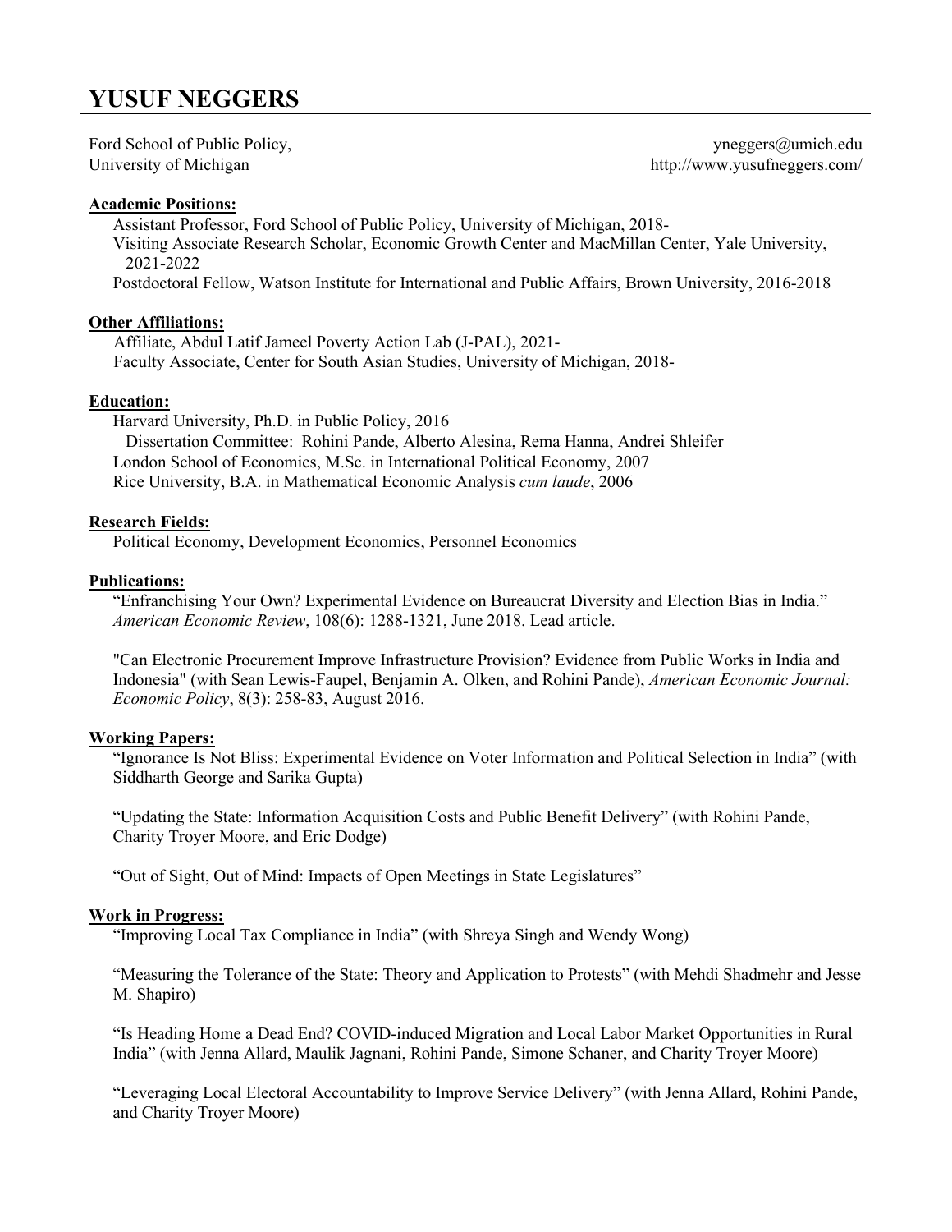# YUSUF NEGGERS

Ford School of Public Policy,
University of Michigan

yneggers@umich.edu
http://www.yusufneggers.com/

## Academic Positions:

Assistant Professor, Ford School of Public Policy, University of Michigan, 2018-
Visiting Associate Research Scholar, Economic Growth Center and MacMillan Center, Yale University, 2021-2022
Postdoctoral Fellow, Watson Institute for International and Public Affairs, Brown University, 2016-2018

## Other Affiliations:

Affiliate, Abdul Latif Jameel Poverty Action Lab (J-PAL), 2021-
Faculty Associate, Center for South Asian Studies, University of Michigan, 2018-

## Education:

Harvard University, Ph.D. in Public Policy, 2016
Dissertation Committee: Rohini Pande, Alberto Alesina, Rema Hanna, Andrei Shleifer
London School of Economics, M.Sc. in International Political Economy, 2007
Rice University, B.A. in Mathematical Economic Analysis *cum laude*, 2006

## Research Fields:

Political Economy, Development Economics, Personnel Economics

## Publications:

"Enfranchising Your Own? Experimental Evidence on Bureaucrat Diversity and Election Bias in India." *American Economic Review*, 108(6): 1288-1321, June 2018. Lead article.

"Can Electronic Procurement Improve Infrastructure Provision? Evidence from Public Works in India and Indonesia" (with Sean Lewis-Faupel, Benjamin A. Olken, and Rohini Pande), *American Economic Journal: Economic Policy*, 8(3): 258-83, August 2016.

## Working Papers:

"Ignorance Is Not Bliss: Experimental Evidence on Voter Information and Political Selection in India" (with Siddharth George and Sarika Gupta)

"Updating the State: Information Acquisition Costs and Public Benefit Delivery" (with Rohini Pande, Charity Troyer Moore, and Eric Dodge)

"Out of Sight, Out of Mind: Impacts of Open Meetings in State Legislatures"

## Work in Progress:

"Improving Local Tax Compliance in India" (with Shreya Singh and Wendy Wong)

"Measuring the Tolerance of the State: Theory and Application to Protests" (with Mehdi Shadmehr and Jesse M. Shapiro)

"Is Heading Home a Dead End? COVID-induced Migration and Local Labor Market Opportunities in Rural India" (with Jenna Allard, Maulik Jagnani, Rohini Pande, Simone Schaner, and Charity Troyer Moore)

"Leveraging Local Electoral Accountability to Improve Service Delivery" (with Jenna Allard, Rohini Pande, and Charity Troyer Moore)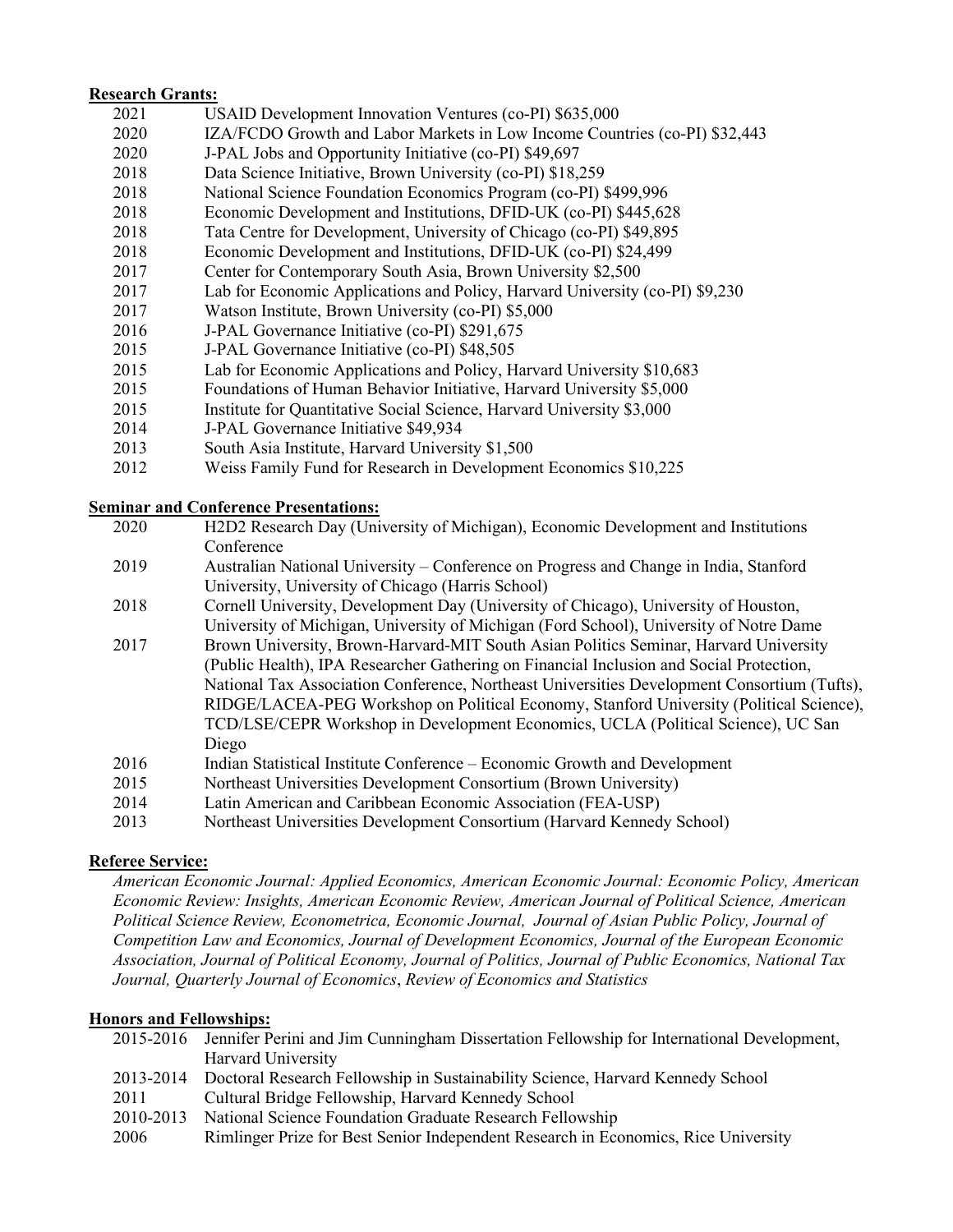**Research Grants:**

| | |
|---|---|
| 2021 | USAID Development Innovation Ventures (co-PI) $635,000 |
| 2020 | IZA/FCDO Growth and Labor Markets in Low Income Countries (co-PI) $32,443 |
| 2020 | J-PAL Jobs and Opportunity Initiative (co-PI) $49,697 |
| 2018 | Data Science Initiative, Brown University (co-PI) $18,259 |
| 2018 | National Science Foundation Economics Program (co-PI) $499,996 |
| 2018 | Economic Development and Institutions, DFID-UK (co-PI) $445,628 |
| 2018 | Tata Centre for Development, University of Chicago (co-PI) $49,895 |
| 2018 | Economic Development and Institutions, DFID-UK (co-PI) $24,499 |
| 2017 | Center for Contemporary South Asia, Brown University $2,500 |
| 2017 | Lab for Economic Applications and Policy, Harvard University (co-PI) $9,230 |
| 2017 | Watson Institute, Brown University (co-PI) $5,000 |
| 2016 | J-PAL Governance Initiative (co-PI) $291,675 |
| 2015 | J-PAL Governance Initiative (co-PI) $48,505 |
| 2015 | Lab for Economic Applications and Policy, Harvard University $10,683 |
| 2015 | Foundations of Human Behavior Initiative, Harvard University $5,000 |
| 2015 | Institute for Quantitative Social Science, Harvard University $3,000 |
| 2014 | J-PAL Governance Initiative $49,934 |
| 2013 | South Asia Institute, Harvard University $1,500 |
| 2012 | Weiss Family Fund for Research in Development Economics $10,225 |

**Seminar and Conference Presentations:**

| | |
|---|---|
| 2020 | H2D2 Research Day (University of Michigan), Economic Development and Institutions Conference |
| 2019 | Australian National University – Conference on Progress and Change in India, Stanford University, University of Chicago (Harris School) |
| 2018 | Cornell University, Development Day (University of Chicago), University of Houston, University of Michigan, University of Michigan (Ford School), University of Notre Dame |
| 2017 | Brown University, Brown-Harvard-MIT South Asian Politics Seminar, Harvard University (Public Health), IPA Researcher Gathering on Financial Inclusion and Social Protection, National Tax Association Conference, Northeast Universities Development Consortium (Tufts), RIDGE/LACEA-PEG Workshop on Political Economy, Stanford University (Political Science), TCD/LSE/CEPR Workshop in Development Economics, UCLA (Political Science), UC San Diego |
| 2016 | Indian Statistical Institute Conference – Economic Growth and Development |
| 2015 | Northeast Universities Development Consortium (Brown University) |
| 2014 | Latin American and Caribbean Economic Association (FEA-USP) |
| 2013 | Northeast Universities Development Consortium (Harvard Kennedy School) |

**Referee Service:**

*American Economic Journal: Applied Economics, American Economic Journal: Economic Policy, American Economic Review: Insights, American Economic Review, American Journal of Political Science, American Political Science Review, Econometrica, Economic Journal, Journal of Asian Public Policy, Journal of Competition Law and Economics, Journal of Development Economics, Journal of the European Economic Association, Journal of Political Economy, Journal of Politics, Journal of Public Economics, National Tax Journal, Quarterly Journal of Economics*, *Review of Economics and Statistics*

**Honors and Fellowships:**

| | |
|---|---|
| 2015-2016 | Jennifer Perini and Jim Cunningham Dissertation Fellowship for International Development, Harvard University |
| 2013-2014 | Doctoral Research Fellowship in Sustainability Science, Harvard Kennedy School |
| 2011 | Cultural Bridge Fellowship, Harvard Kennedy School |
| 2010-2013 | National Science Foundation Graduate Research Fellowship |
| 2006 | Rimlinger Prize for Best Senior Independent Research in Economics, Rice University |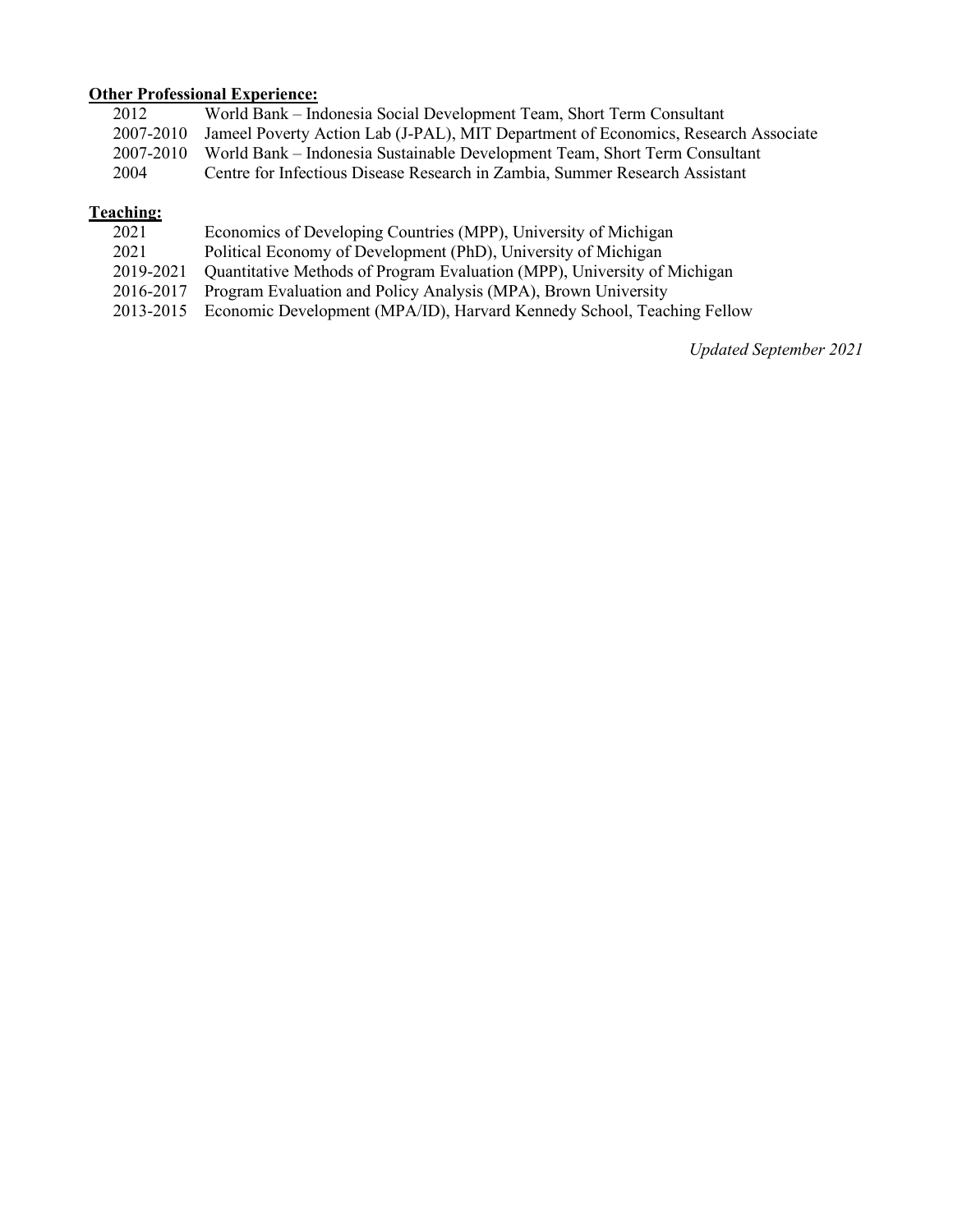**Other Professional Experience:**

| | |
|---|---|
| 2012 | World Bank – Indonesia Social Development Team, Short Term Consultant |
| 2007-2010 | Jameel Poverty Action Lab (J-PAL), MIT Department of Economics, Research Associate |
| 2007-2010 | World Bank – Indonesia Sustainable Development Team, Short Term Consultant |
| 2004 | Centre for Infectious Disease Research in Zambia, Summer Research Assistant |

**Teaching:**

| | |
|---|---|
| 2021 | Economics of Developing Countries (MPP), University of Michigan |
| 2021 | Political Economy of Development (PhD), University of Michigan |
| 2019-2021 | Quantitative Methods of Program Evaluation (MPP), University of Michigan |
| 2016-2017 | Program Evaluation and Policy Analysis (MPA), Brown University |
| 2013-2015 | Economic Development (MPA/ID), Harvard Kennedy School, Teaching Fellow |

*Updated September 2021*